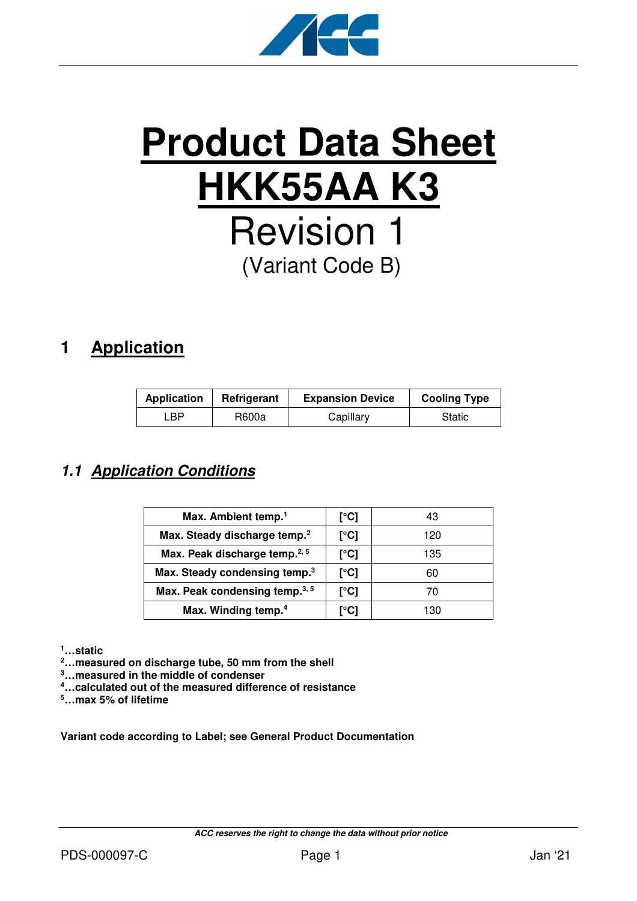# Product Data Sheet
# HKK55AA K3
# Revision 1
(Variant Code B)

## 1 Application

| Application | Refrigerant | Expansion Device | Cooling Type |
|---|---|---|---|
| LBP | R600a | Capillary | Static |

### *1.1 Application Conditions*

| Max. Ambient temp.[1] | [°C] | 43 |
|---|---|---|
| Max. Steady discharge temp.[2] | [°C] | 120 |
| Max. Peak discharge temp.[2, 5] | [°C] | 135 |
| Max. Steady condensing temp.[3] | [°C] | 60 |
| Max. Peak condensing temp.[3, 5] | [°C] | 70 |
| Max. Winding temp.[4] | [°C] | 130 |

**[1]…static**
**[2]…measured on discharge tube, 50 mm from the shell**
**[3]…measured in the middle of condenser**
**[4]…calculated out of the measured difference of resistance**
**[5]…max 5% of lifetime**

**Variant code according to Label; see General Product Documentation**

*ACC reserves the right to change the data without prior notice*

PDS-000097-C Jan '21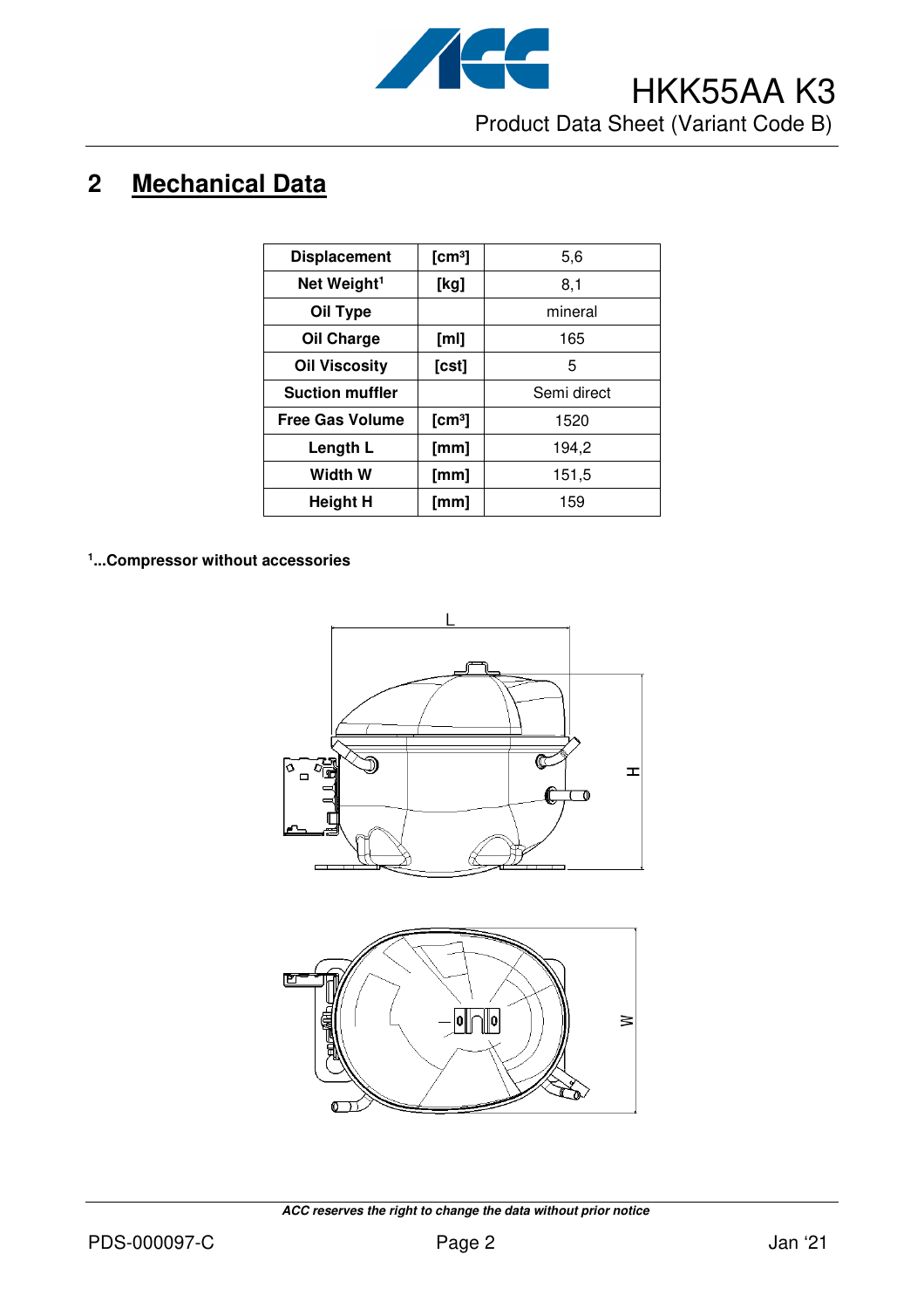## 2 Mechanical Data

| Displacement | [cm³] | 5,6 |
|---|---|---|
| Net Weight[1] | [kg] | 8,1 |
| Oil Type | | mineral |
| Oil Charge | [ml] | 165 |
| Oil Viscosity | [cst] | 5 |
| Suction muffler | | Semi direct |
| Free Gas Volume | [cm³] | 1520 |
| Length L | [mm] | 194,2 |
| Width W | [mm] | 151,5 |
| Height H | [mm] | 159 |

**[1]...Compressor without accessories**

***ACC reserves the right to change the data without prior notice***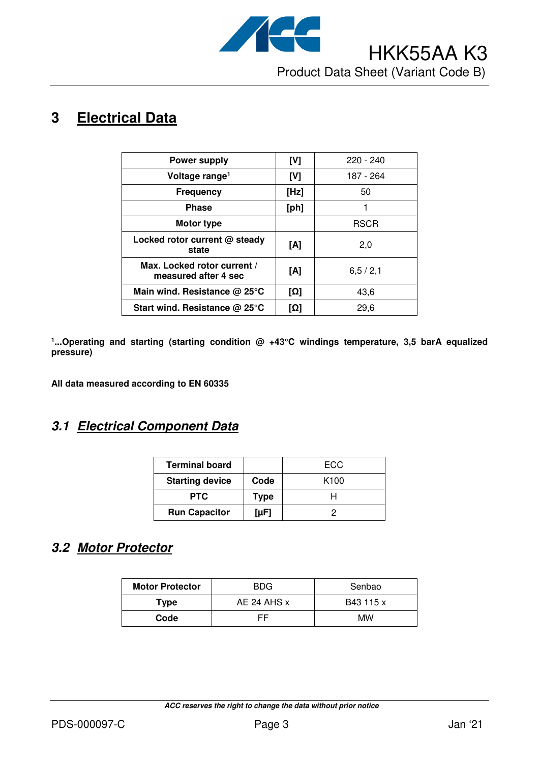# 3 Electrical Data

| | | |
|---|---|---|
| **Power supply** | **[V]** | 220 - 240 |
| **Voltage range**[1] | **[V]** | 187 - 264 |
| **Frequency** | **[Hz]** | 50 |
| **Phase** | **[ph]** | 1 |
| **Motor type** | | RSCR |
| **Locked rotor current @ steady state** | **[A]** | 2,0 |
| **Max. Locked rotor current / measured after 4 sec** | **[A]** | 6,5 / 2,1 |
| **Main wind. Resistance @ 25°C** | **[Ω]** | 43,6 |
| **Start wind. Resistance @ 25°C** | **[Ω]** | 29,6 |

**[1]...Operating and starting (starting condition @ +43°C windings temperature, 3,5 barA equalized pressure)**

**All data measured according to EN 60335**

## *3.1 Electrical Component Data*

| | | |
|---|---|---|
| **Terminal board** | | ECC |
| **Starting device** | **Code** | K100 |
| **PTC** | **Type** | H |
| **Run Capacitor** | **[µF]** | 2 |

## *3.2 Motor Protector*

| **Motor Protector** | BDG | Senbao |
|---|---|---|
| **Type** | AE 24 AHS x | B43 115 x |
| **Code** | FF | MW |

***ACC reserves the right to change the data without prior notice***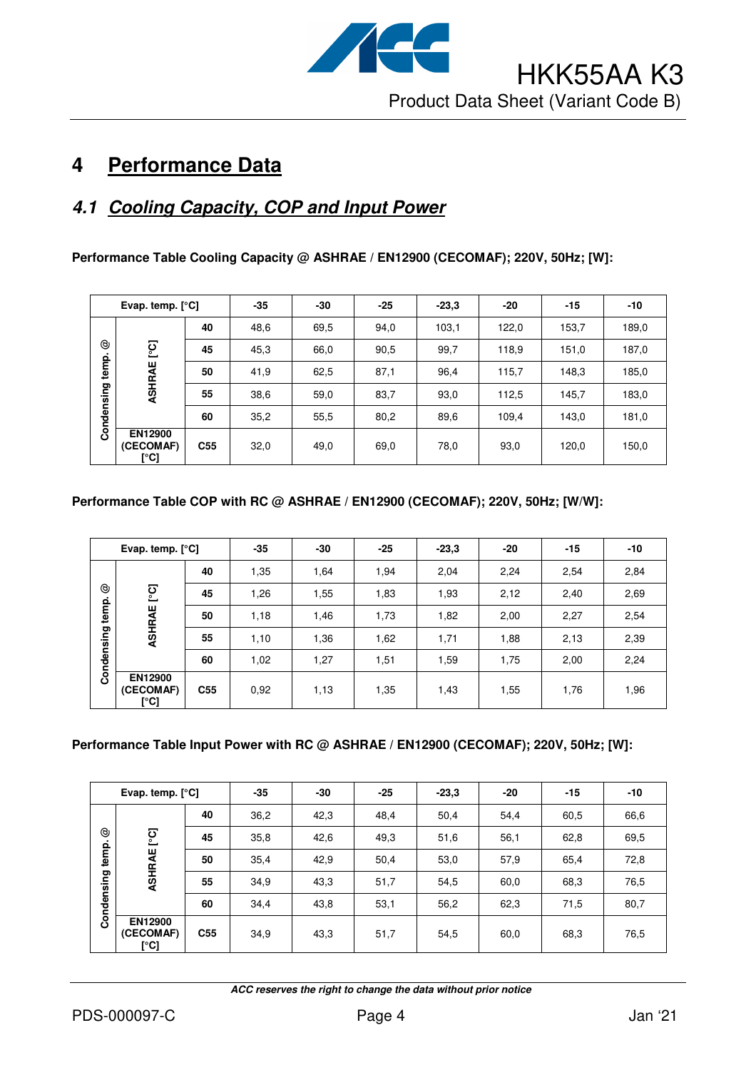# 4 Performance Data

## 4.1 Cooling Capacity, COP and Input Power

**Performance Table Cooling Capacity @ ASHRAE / EN12900 (CECOMAF); 220V, 50Hz; [W]:**

| Evap. temp. [°C] | | | -35 | -30 | -25 | -23,3 | -20 | -15 | -10 |
|---|---|---|---|---|---|---|---|---|---|
| Condensing temp. @ | ASHRAE [°C] | 40 | 48,6 | 69,5 | 94,0 | 103,1 | 122,0 | 153,7 | 189,0 |
| | | 45 | 45,3 | 66,0 | 90,5 | 99,7 | 118,9 | 151,0 | 187,0 |
| | | 50 | 41,9 | 62,5 | 87,1 | 96,4 | 115,7 | 148,3 | 185,0 |
| | | 55 | 38,6 | 59,0 | 83,7 | 93,0 | 112,5 | 145,7 | 183,0 |
| | | 60 | 35,2 | 55,5 | 80,2 | 89,6 | 109,4 | 143,0 | 181,0 |
| | EN12900 (CECOMAF) [°C] | C55 | 32,0 | 49,0 | 69,0 | 78,0 | 93,0 | 120,0 | 150,0 |

**Performance Table COP with RC @ ASHRAE / EN12900 (CECOMAF); 220V, 50Hz; [W/W]:**

| Evap. temp. [°C] | | | -35 | -30 | -25 | -23,3 | -20 | -15 | -10 |
|---|---|---|---|---|---|---|---|---|---|
| Condensing temp. @ | ASHRAE [°C] | 40 | 1,35 | 1,64 | 1,94 | 2,04 | 2,24 | 2,54 | 2,84 |
| | | 45 | 1,26 | 1,55 | 1,83 | 1,93 | 2,12 | 2,40 | 2,69 |
| | | 50 | 1,18 | 1,46 | 1,73 | 1,82 | 2,00 | 2,27 | 2,54 |
| | | 55 | 1,10 | 1,36 | 1,62 | 1,71 | 1,88 | 2,13 | 2,39 |
| | | 60 | 1,02 | 1,27 | 1,51 | 1,59 | 1,75 | 2,00 | 2,24 |
| | EN12900 (CECOMAF) [°C] | C55 | 0,92 | 1,13 | 1,35 | 1,43 | 1,55 | 1,76 | 1,96 |

**Performance Table Input Power with RC @ ASHRAE / EN12900 (CECOMAF); 220V, 50Hz; [W]:**

| Evap. temp. [°C] | | | -35 | -30 | -25 | -23,3 | -20 | -15 | -10 |
|---|---|---|---|---|---|---|---|---|---|
| Condensing temp. @ | ASHRAE [°C] | 40 | 36,2 | 42,3 | 48,4 | 50,4 | 54,4 | 60,5 | 66,6 |
| | | 45 | 35,8 | 42,6 | 49,3 | 51,6 | 56,1 | 62,8 | 69,5 |
| | | 50 | 35,4 | 42,9 | 50,4 | 53,0 | 57,9 | 65,4 | 72,8 |
| | | 55 | 34,9 | 43,3 | 51,7 | 54,5 | 60,0 | 68,3 | 76,5 |
| | | 60 | 34,4 | 43,8 | 53,1 | 56,2 | 62,3 | 71,5 | 80,7 |
| | EN12900 (CECOMAF) [°C] | C55 | 34,9 | 43,3 | 51,7 | 54,5 | 60,0 | 68,3 | 76,5 |

*ACC reserves the right to change the data without prior notice*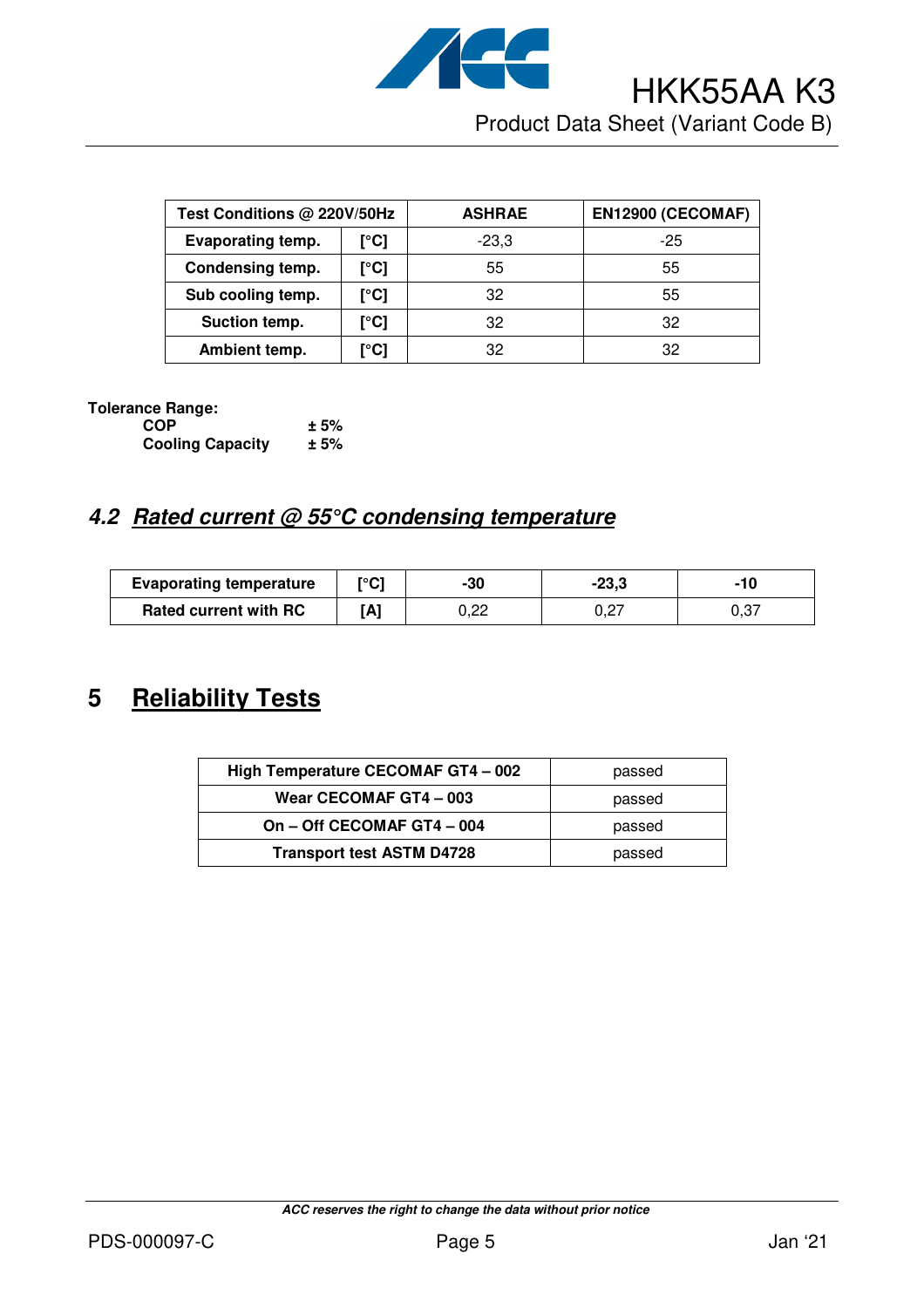| Test Conditions @ 220V/50Hz | | ASHRAE | EN12900 (CECOMAF) |
|---|---|---|---|
| Evaporating temp. | [°C] | -23,3 | -25 |
| Condensing temp. | [°C] | 55 | 55 |
| Sub cooling temp. | [°C] | 32 | 55 |
| Suction temp. | [°C] | 32 | 32 |
| Ambient temp. | [°C] | 32 | 32 |

**Tolerance Range:**

| | |
|---|---|
| **COP** | **± 5%** |
| **Cooling Capacity** | **± 5%** |

### *4.2 Rated current @ 55°C condensing temperature*

| Evaporating temperature | [°C] | -30 | -23,3 | -10 |
|---|---|---|---|---|
| Rated current with RC | [A] | 0,22 | 0,27 | 0,37 |

## 5 Reliability Tests

| | |
|---|---|
| High Temperature CECOMAF GT4 – 002 | passed |
| Wear CECOMAF GT4 – 003 | passed |
| On – Off CECOMAF GT4 – 004 | passed |
| Transport test ASTM D4728 | passed |

***ACC reserves the right to change the data without prior notice***